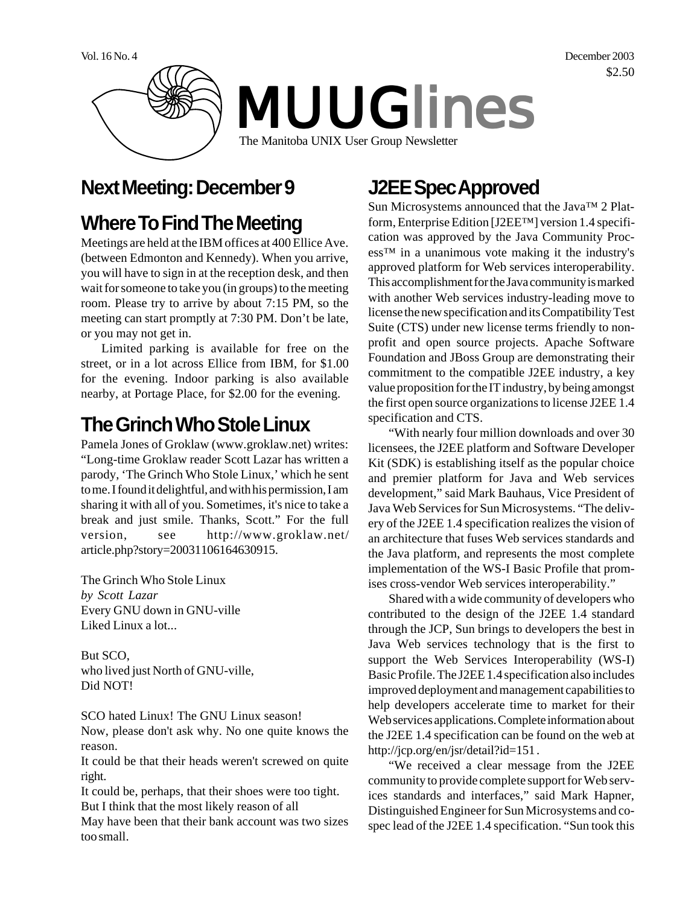Vol. 16 No. 4 December 2003

$2.50

# MUUGlines

The Manitoba UNIX User Group Newsletter

## Next Meeting: December 9

## Where To Find The Meeting

Meetings are held at the IBM offices at 400 Ellice Ave. (between Edmonton and Kennedy). When you arrive, you will have to sign in at the reception desk, and then wait for someone to take you (in groups) to the meeting room. Please try to arrive by about 7:15 PM, so the meeting can start promptly at 7:30 PM. Don't be late, or you may not get in.

Limited parking is available for free on the street, or in a lot across Ellice from IBM, for $1.00 for the evening. Indoor parking is also available nearby, at Portage Place, for $2.00 for the evening.

## The Grinch Who Stole Linux

Pamela Jones of Groklaw (www.groklaw.net) writes: "Long-time Groklaw reader Scott Lazar has written a parody, 'The Grinch Who Stole Linux,' which he sent to me. I found it delightful, and with his permission, I am sharing it with all of you. Sometimes, it's nice to take a break and just smile. Thanks, Scott." For the full version, see http://www.groklaw.net/article.php?story=20031106164630915.

The Grinch Who Stole Linux
*by Scott Lazar*
Every GNU down in GNU-ville
Liked Linux a lot...

But SCO,
who lived just North of GNU-ville,
Did NOT!

SCO hated Linux! The GNU Linux season!
Now, please don't ask why. No one quite knows the reason.
It could be that their heads weren't screwed on quite right.
It could be, perhaps, that their shoes were too tight.
But I think that the most likely reason of all
May have been that their bank account was two sizes too small.

## J2EE Spec Approved

Sun Microsystems announced that the Java™ 2 Platform, Enterprise Edition [J2EE™] version 1.4 specification was approved by the Java Community Process™ in a unanimous vote making it the industry's approved platform for Web services interoperability. This accomplishment for the Java community is marked with another Web services industry-leading move to license the new specification and its Compatibility Test Suite (CTS) under new license terms friendly to non-profit and open source projects. Apache Software Foundation and JBoss Group are demonstrating their commitment to the compatible J2EE industry, a key value proposition for the IT industry, by being amongst the first open source organizations to license J2EE 1.4 specification and CTS.

"With nearly four million downloads and over 30 licensees, the J2EE platform and Software Developer Kit (SDK) is establishing itself as the popular choice and premier platform for Java and Web services development," said Mark Bauhaus, Vice President of Java Web Services for Sun Microsystems. "The delivery of the J2EE 1.4 specification realizes the vision of an architecture that fuses Web services standards and the Java platform, and represents the most complete implementation of the WS-I Basic Profile that promises cross-vendor Web services interoperability."

Shared with a wide community of developers who contributed to the design of the J2EE 1.4 standard through the JCP, Sun brings to developers the best in Java Web services technology that is the first to support the Web Services Interoperability (WS-I) Basic Profile. The J2EE 1.4 specification also includes improved deployment and management capabilities to help developers accelerate time to market for their Web services applications. Complete information about the J2EE 1.4 specification can be found on the web at http://jcp.org/en/jsr/detail?id=151 .

"We received a clear message from the J2EE community to provide complete support for Web services standards and interfaces," said Mark Hapner, Distinguished Engineer for Sun Microsystems and co-spec lead of the J2EE 1.4 specification. "Sun took this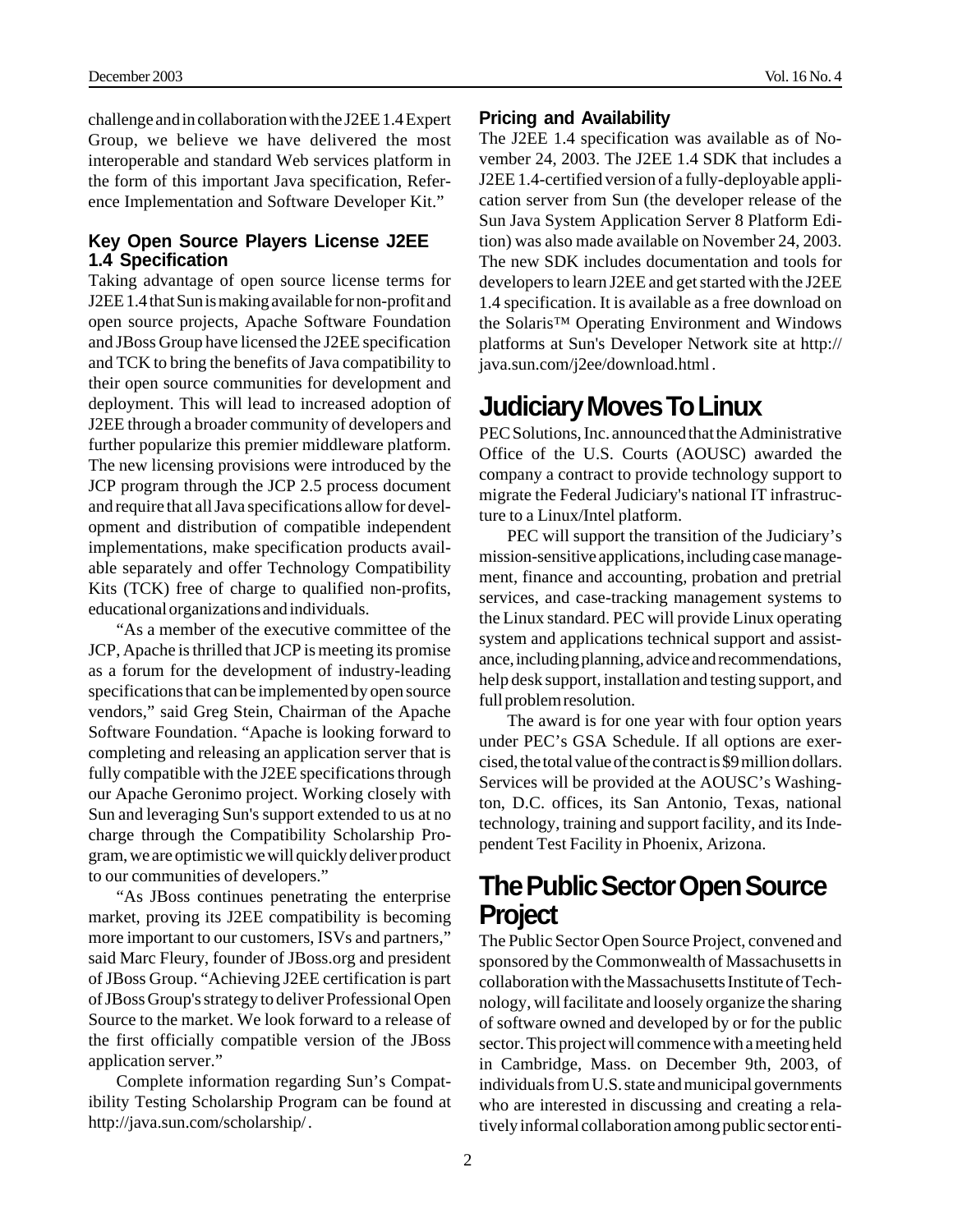challenge and in collaboration with the J2EE 1.4 Expert Group, we believe we have delivered the most interoperable and standard Web services platform in the form of this important Java specification, Reference Implementation and Software Developer Kit."

### Key Open Source Players License J2EE 1.4 Specification

Taking advantage of open source license terms for J2EE 1.4 that Sun is making available for non-profit and open source projects, Apache Software Foundation and JBoss Group have licensed the J2EE specification and TCK to bring the benefits of Java compatibility to their open source communities for development and deployment. This will lead to increased adoption of J2EE through a broader community of developers and further popularize this premier middleware platform. The new licensing provisions were introduced by the JCP program through the JCP 2.5 process document and require that all Java specifications allow for development and distribution of compatible independent implementations, make specification products available separately and offer Technology Compatibility Kits (TCK) free of charge to qualified non-profits, educational organizations and individuals.

"As a member of the executive committee of the JCP, Apache is thrilled that JCP is meeting its promise as a forum for the development of industry-leading specifications that can be implemented by open source vendors," said Greg Stein, Chairman of the Apache Software Foundation. "Apache is looking forward to completing and releasing an application server that is fully compatible with the J2EE specifications through our Apache Geronimo project. Working closely with Sun and leveraging Sun's support extended to us at no charge through the Compatibility Scholarship Program, we are optimistic we will quickly deliver product to our communities of developers."

"As JBoss continues penetrating the enterprise market, proving its J2EE compatibility is becoming more important to our customers, ISVs and partners," said Marc Fleury, founder of JBoss.org and president of JBoss Group. "Achieving J2EE certification is part of JBoss Group's strategy to deliver Professional Open Source to the market. We look forward to a release of the first officially compatible version of the JBoss application server."

Complete information regarding Sun's Compatibility Testing Scholarship Program can be found at http://java.sun.com/scholarship/ .

### Pricing and Availability

The J2EE 1.4 specification was available as of November 24, 2003. The J2EE 1.4 SDK that includes a J2EE 1.4-certified version of a fully-deployable application server from Sun (the developer release of the Sun Java System Application Server 8 Platform Edition) was also made available on November 24, 2003. The new SDK includes documentation and tools for developers to learn J2EE and get started with the J2EE 1.4 specification. It is available as a free download on the Solaris™ Operating Environment and Windows platforms at Sun's Developer Network site at http://java.sun.com/j2ee/download.html .

# Judiciary Moves To Linux

PEC Solutions, Inc. announced that the Administrative Office of the U.S. Courts (AOUSC) awarded the company a contract to provide technology support to migrate the Federal Judiciary's national IT infrastructure to a Linux/Intel platform.

PEC will support the transition of the Judiciary's mission-sensitive applications, including case management, finance and accounting, probation and pretrial services, and case-tracking management systems to the Linux standard. PEC will provide Linux operating system and applications technical support and assistance, including planning, advice and recommendations, help desk support, installation and testing support, and full problem resolution.

The award is for one year with four option years under PEC's GSA Schedule. If all options are exercised, the total value of the contract is $9 million dollars. Services will be provided at the AOUSC's Washington, D.C. offices, its San Antonio, Texas, national technology, training and support facility, and its Independent Test Facility in Phoenix, Arizona.

# The Public Sector Open Source Project

The Public Sector Open Source Project, convened and sponsored by the Commonwealth of Massachusetts in collaboration with the Massachusetts Institute of Technology, will facilitate and loosely organize the sharing of software owned and developed by or for the public sector. This project will commence with a meeting held in Cambridge, Mass. on December 9th, 2003, of individuals from U.S. state and municipal governments who are interested in discussing and creating a relatively informal collaboration among public sector enti-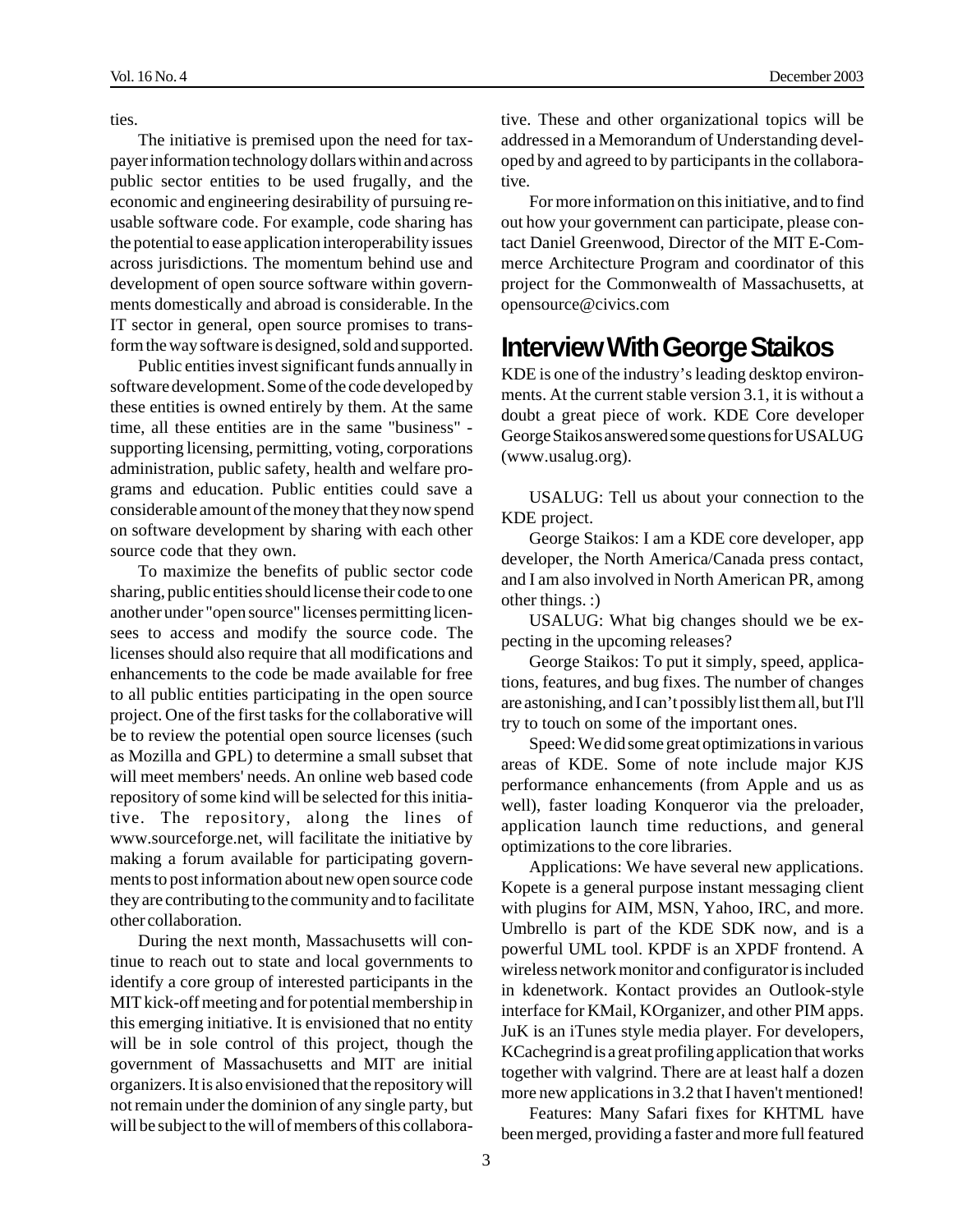ties.

The initiative is premised upon the need for taxpayer information technology dollars within and across public sector entities to be used frugally, and the economic and engineering desirability of pursuing reusable software code. For example, code sharing has the potential to ease application interoperability issues across jurisdictions. The momentum behind use and development of open source software within governments domestically and abroad is considerable. In the IT sector in general, open source promises to transform the way software is designed, sold and supported.

Public entities invest significant funds annually in software development. Some of the code developed by these entities is owned entirely by them. At the same time, all these entities are in the same "business" - supporting licensing, permitting, voting, corporations administration, public safety, health and welfare programs and education. Public entities could save a considerable amount of the money that they now spend on software development by sharing with each other source code that they own.

To maximize the benefits of public sector code sharing, public entities should license their code to one another under "open source" licenses permitting licensees to access and modify the source code. The licenses should also require that all modifications and enhancements to the code be made available for free to all public entities participating in the open source project. One of the first tasks for the collaborative will be to review the potential open source licenses (such as Mozilla and GPL) to determine a small subset that will meet members' needs. An online web based code repository of some kind will be selected for this initiative. The repository, along the lines of www.sourceforge.net, will facilitate the initiative by making a forum available for participating governments to post information about new open source code they are contributing to the community and to facilitate other collaboration.

During the next month, Massachusetts will continue to reach out to state and local governments to identify a core group of interested participants in the MIT kick-off meeting and for potential membership in this emerging initiative. It is envisioned that no entity will be in sole control of this project, though the government of Massachusetts and MIT are initial organizers. It is also envisioned that the repository will not remain under the dominion of any single party, but will be subject to the will of members of this collaborative. These and other organizational topics will be addressed in a Memorandum of Understanding developed by and agreed to by participants in the collaborative.

For more information on this initiative, and to find out how your government can participate, please contact Daniel Greenwood, Director of the MIT E-Commerce Architecture Program and coordinator of this project for the Commonwealth of Massachusetts, at opensource@civics.com

# Interview With George Staikos

KDE is one of the industry's leading desktop environments. At the current stable version 3.1, it is without a doubt a great piece of work. KDE Core developer George Staikos answered some questions for USALUG (www.usalug.org).

USALUG: Tell us about your connection to the KDE project.

George Staikos: I am a KDE core developer, app developer, the North America/Canada press contact, and I am also involved in North American PR, among other things. :)

USALUG: What big changes should we be expecting in the upcoming releases?

George Staikos: To put it simply, speed, applications, features, and bug fixes. The number of changes are astonishing, and I can't possibly list them all, but I'll try to touch on some of the important ones.

Speed: We did some great optimizations in various areas of KDE. Some of note include major KJS performance enhancements (from Apple and us as well), faster loading Konqueror via the preloader, application launch time reductions, and general optimizations to the core libraries.

Applications: We have several new applications. Kopete is a general purpose instant messaging client with plugins for AIM, MSN, Yahoo, IRC, and more. Umbrello is part of the KDE SDK now, and is a powerful UML tool. KPDF is an XPDF frontend. A wireless network monitor and configurator is included in kdenetwork. Kontact provides an Outlook-style interface for KMail, KOrganizer, and other PIM apps. JuK is an iTunes style media player. For developers, KCachegrind is a great profiling application that works together with valgrind. There are at least half a dozen more new applications in 3.2 that I haven't mentioned!

Features: Many Safari fixes for KHTML have been merged, providing a faster and more full featured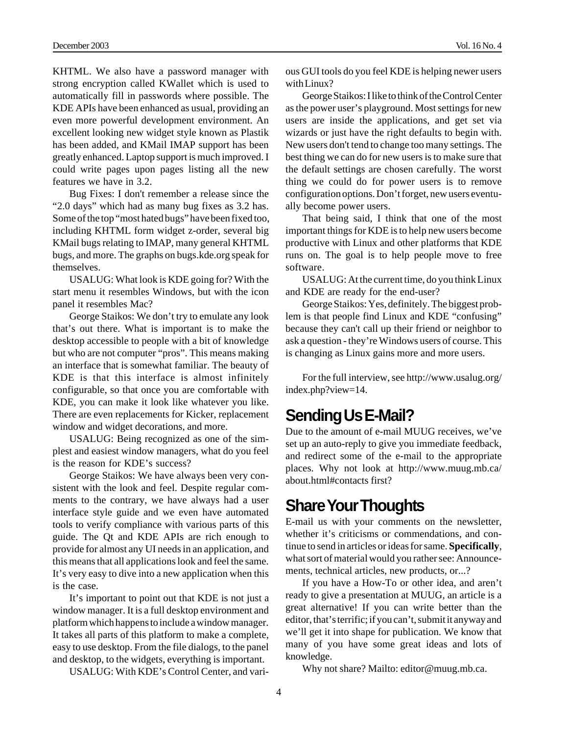KHTML. We also have a password manager with strong encryption called KWallet which is used to automatically fill in passwords where possible. The KDE APIs have been enhanced as usual, providing an even more powerful development environment. An excellent looking new widget style known as Plastik has been added, and KMail IMAP support has been greatly enhanced. Laptop support is much improved. I could write pages upon pages listing all the new features we have in 3.2.

Bug Fixes: I don't remember a release since the “2.0 days” which had as many bug fixes as 3.2 has. Some of the top “most hated bugs” have been fixed too, including KHTML form widget z-order, several big KMail bugs relating to IMAP, many general KHTML bugs, and more. The graphs on bugs.kde.org speak for themselves.

USALUG: What look is KDE going for? With the start menu it resembles Windows, but with the icon panel it resembles Mac?

George Staikos: We don’t try to emulate any look that’s out there. What is important is to make the desktop accessible to people with a bit of knowledge but who are not computer “pros”. This means making an interface that is somewhat familiar. The beauty of KDE is that this interface is almost infinitely configurable, so that once you are comfortable with KDE, you can make it look like whatever you like. There are even replacements for Kicker, replacement window and widget decorations, and more.

USALUG: Being recognized as one of the simplest and easiest window managers, what do you feel is the reason for KDE’s success?

George Staikos: We have always been very consistent with the look and feel. Despite regular comments to the contrary, we have always had a user interface style guide and we even have automated tools to verify compliance with various parts of this guide. The Qt and KDE APIs are rich enough to provide for almost any UI needs in an application, and this means that all applications look and feel the same. It’s very easy to dive into a new application when this is the case.

It’s important to point out that KDE is not just a window manager. It is a full desktop environment and platform which happens to include a window manager. It takes all parts of this platform to make a complete, easy to use desktop. From the file dialogs, to the panel and desktop, to the widgets, everything is important.

USALUG: With KDE’s Control Center, and various GUI tools do you feel KDE is helping newer users with Linux?

George Staikos: I like to think of the Control Center as the power user’s playground. Most settings for new users are inside the applications, and get set via wizards or just have the right defaults to begin with. New users don't tend to change too many settings. The best thing we can do for new users is to make sure that the default settings are chosen carefully. The worst thing we could do for power users is to remove configuration options. Don’t forget, new users eventually become power users.

That being said, I think that one of the most important things for KDE is to help new users become productive with Linux and other platforms that KDE runs on. The goal is to help people move to free software.

USALUG: At the current time, do you think Linux and KDE are ready for the end-user?

George Staikos: Yes, definitely. The biggest problem is that people find Linux and KDE “confusing” because they can't call up their friend or neighbor to ask a question - they’re Windows users of course. This is changing as Linux gains more and more users.

For the full interview, see http://www.usalug.org/index.php?view=14.

## Sending Us E-Mail?

Due to the amount of e-mail MUUG receives, we’ve set up an auto-reply to give you immediate feedback, and redirect some of the e-mail to the appropriate places. Why not look at http://www.muug.mb.ca/about.html#contacts first?

## Share Your Thoughts

E-mail us with your comments on the newsletter, whether it’s criticisms or commendations, and continue to send in articles or ideas for same. **Specifically**, what sort of material would you rather see: Announcements, technical articles, new products, or...?

If you have a How-To or other idea, and aren’t ready to give a presentation at MUUG, an article is a great alternative! If you can write better than the editor, that’s terrific; if you can’t, submit it anyway and we’ll get it into shape for publication. We know that many of you have some great ideas and lots of knowledge.

Why not share? Mailto: editor@muug.mb.ca.